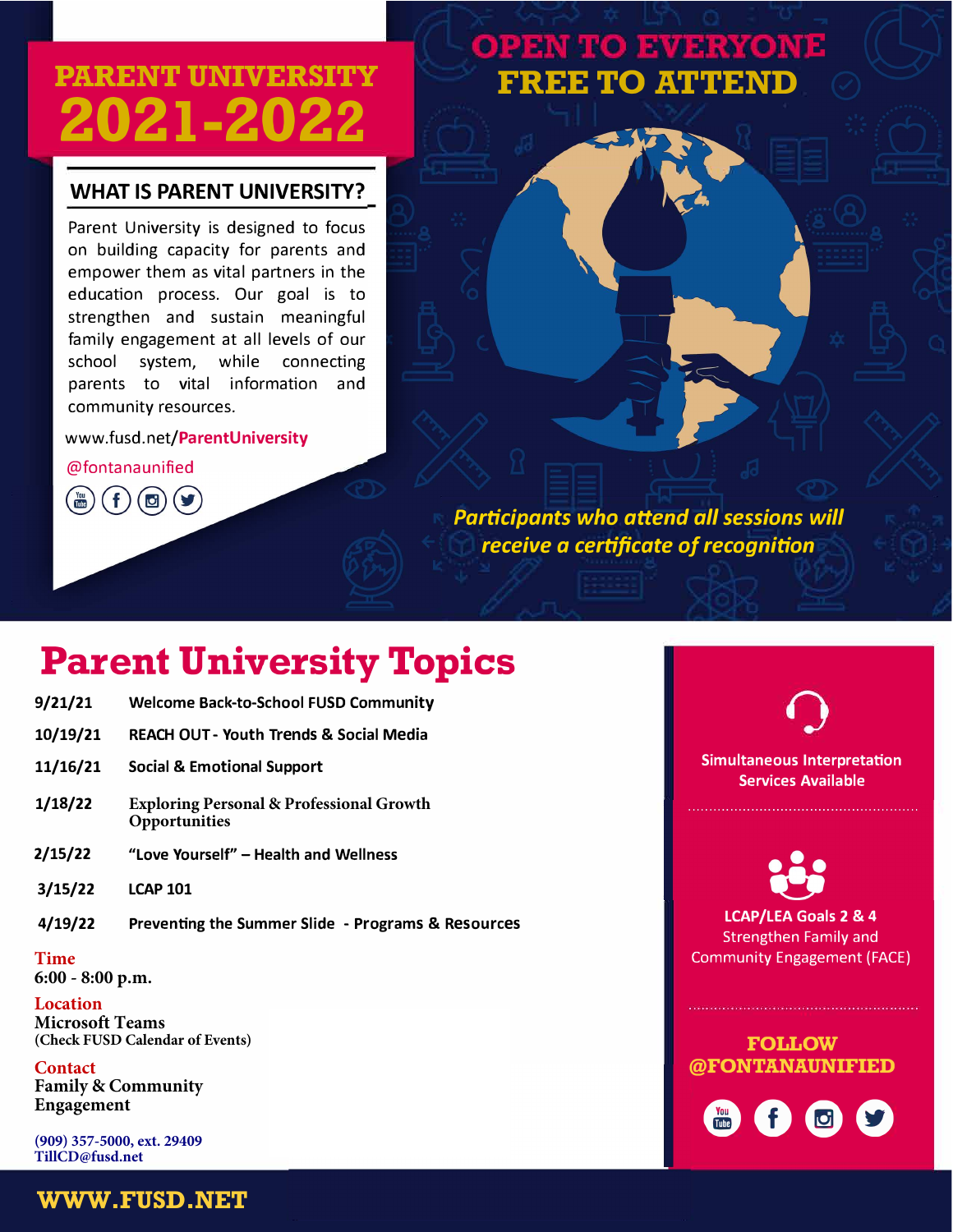# PARENT UNIVERSITY 2021-2022

## OPEN TO EVERYONE FREE TO ATTEND

### WHAT IS PARENT UNIVERSITY?

Parent University is designed to focus on building capacity for parents and empower them as vital partners in the education process. Our goal is to strengthen and sustain meaningful family engagement at all levels of our school system, while connecting parents to vital information and community resources.

www.fusd.net/ParentUniversity

@fontanaunified

*Participants who attend all sessions will receive a certificate of recognition*

## Parent University Topics

| Date | Topic |
| --- | --- |
| 9/21/21 | Welcome Back-to-School FUSD Community |
| 10/19/21 | REACH OUT - Youth Trends & Social Media |
| 11/16/21 | Social & Emotional Support |
| 1/18/22 | Exploring Personal & Professional Growth Opportunities |
| 2/15/22 | "Love Yourself" – Health and Wellness |
| 3/15/22 | LCAP 101 |
| 4/19/22 | Preventing the Summer Slide - Programs & Resources |

**Time**
6:00 - 8:00 p.m.

**Location**
Microsoft Teams
(Check FUSD Calendar of Events)

**Contact**
Family & Community Engagement

(909) 357-5000, ext. 29409
TillCD@fusd.net

Simultaneous Interpretation Services Available

**LCAP/LEA Goals 2 & 4**
Strengthen Family and Community Engagement (FACE)

**FOLLOW @FONTANAUNIFIED**

**WWW.FUSD.NET**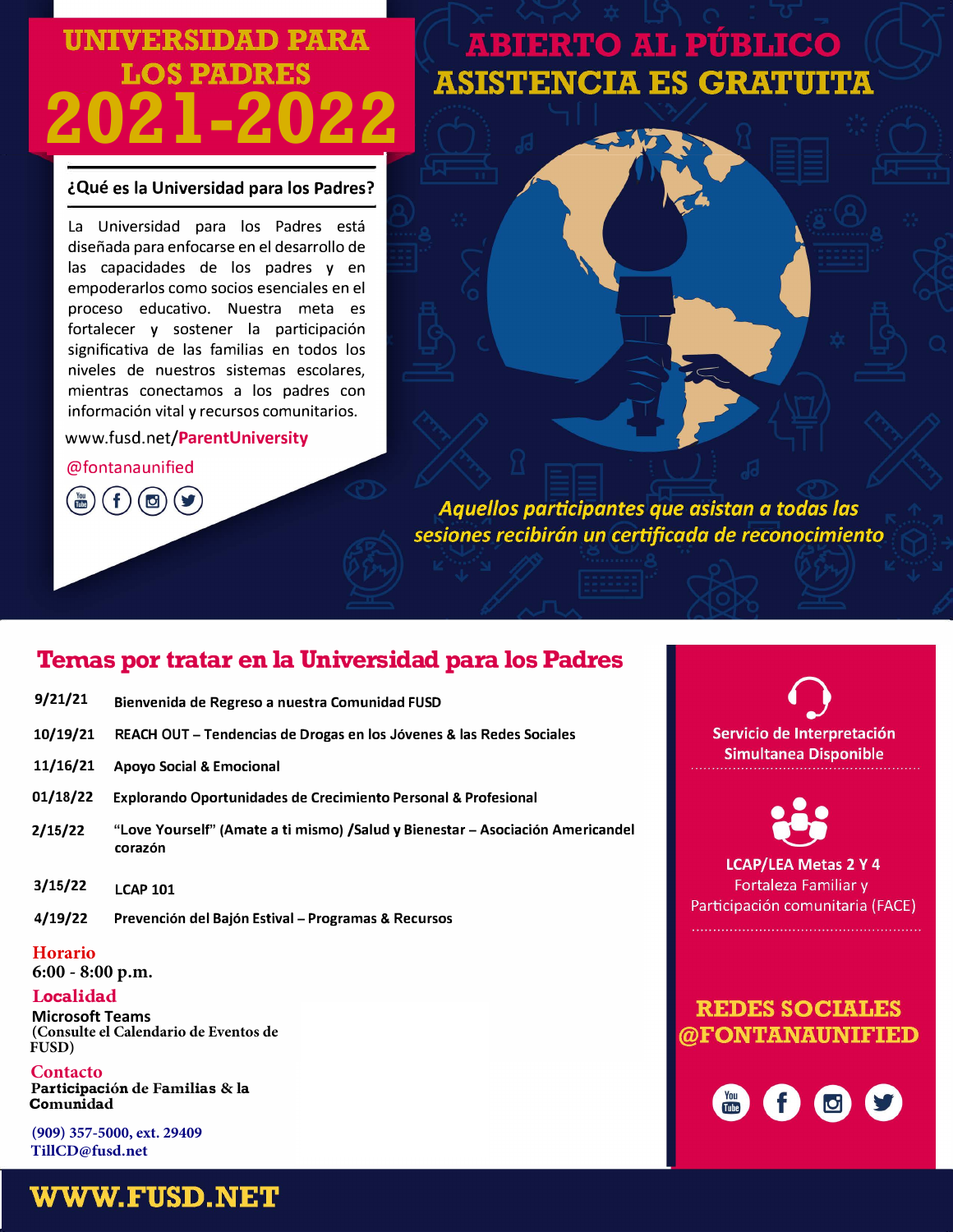# UNIVERSIDAD PARA LOS PADRES 2021-2022

## ABIERTO AL PÚBLICO
## ASISTENCIA ES GRATUITA

### ¿Qué es la Universidad para los Padres?

La Universidad para los Padres está diseñada para enfocarse en el desarrollo de las capacidades de los padres y en empoderarlos como socios esenciales en el proceso educativo. Nuestra meta es fortalecer y sostener la participación significativa de las familias en todos los niveles de nuestros sistemas escolares, mientras conectamos a los padres con información vital y recursos comunitarios.

www.fusd.net/ParentUniversity

@fontanaunified

*Aquellos participantes que asistan a todas las sesiones recibirán un certificada de reconocimiento*

## Temas por tratar en la Universidad para los Padres

| | |
|---|---|
| 9/21/21 | Bienvenida de Regreso a nuestra Comunidad FUSD |
| 10/19/21 | REACH OUT – Tendencias de Drogas en los Jóvenes & las Redes Sociales |
| 11/16/21 | Apoyo Social & Emocional |
| 01/18/22 | Explorando Oportunidades de Crecimiento Personal & Profesional |
| 2/15/22 | "Love Yourself" (Amate a ti mismo) /Salud y Bienestar – Asociación Americandel corazón |
| 3/15/22 | LCAP 101 |
| 4/19/22 | Prevención del Bajón Estival – Programas & Recursos |

**Horario**
6:00 - 8:00 p.m.

**Localidad**
Microsoft Teams
(Consulte el Calendario de Eventos de FUSD)

**Contacto**
Participación de Familias & la Comunidad

(909) 357-5000, ext. 29409
TillCD@fusd.net

Servicio de Interpretación Simultanea Disponible

**LCAP/LEA Metas 2 Y 4**
Fortaleza Familiar y Participación comunitaria (FACE)

**REDES SOCIALES @FONTANAUNIFIED**

**WWW.FUSD.NET**